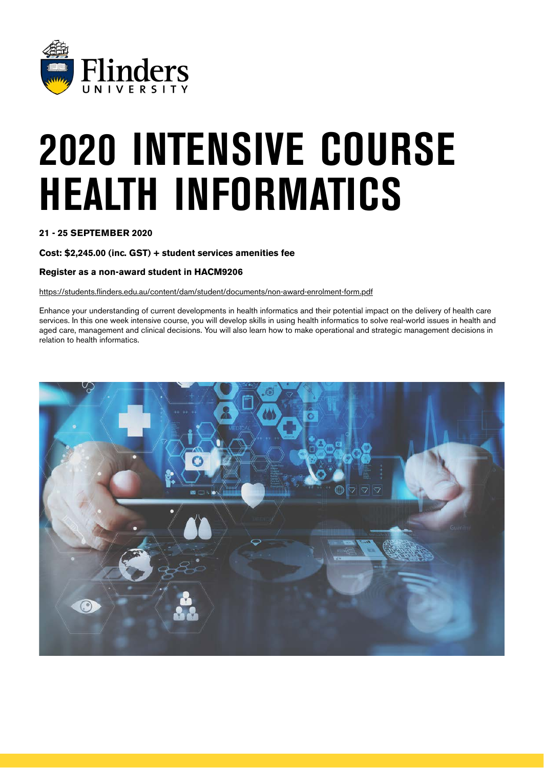Flinders UNIVERSITY

# 2020 INTENSIVE COURSE HEALTH INFORMATICS

**21 - 25 SEPTEMBER 2020**

**Cost: $2,245.00 (inc. GST) + student services amenities fee**

**Register as a non-award student in HACM9206**

https://students.flinders.edu.au/content/dam/student/documents/non-award-enrolment-form.pdf

Enhance your understanding of current developments in health informatics and their potential impact on the delivery of health care services. In this one week intensive course, you will develop skills in using health informatics to solve real-world issues in health and aged care, management and clinical decisions. You will also learn how to make operational and strategic management decisions in relation to health informatics.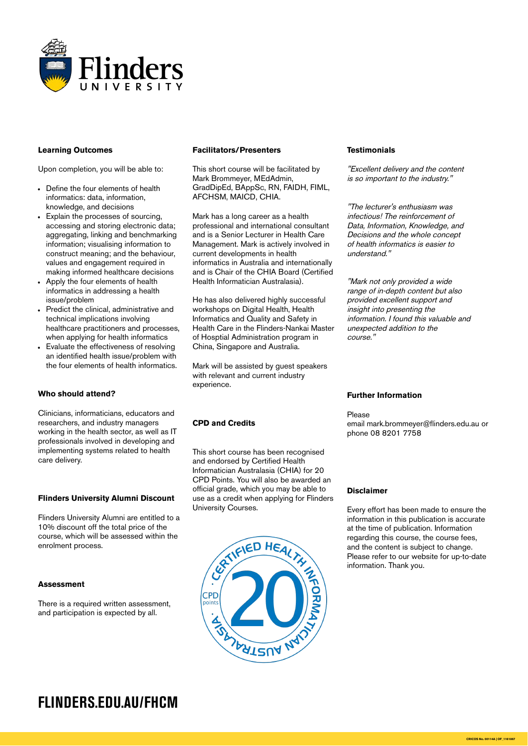## Learning Outcomes

Upon completion, you will be able to:

- Define the four elements of health informatics: data, information, knowledge, and decisions
- Explain the processes of sourcing, accessing and storing electronic data; aggregating, linking and benchmarking information; visualising information to construct meaning; and the behaviour, values and engagement required in making informed healthcare decisions
- Apply the four elements of health informatics in addressing a health issue/problem
- Predict the clinical, administrative and technical implications involving healthcare practitioners and processes, when applying for health informatics
- Evaluate the effectiveness of resolving an identified health issue/problem with the four elements of health informatics.

## Who should attend?

Clinicians, informaticians, educators and researchers, and industry managers working in the health sector, as well as IT professionals involved in developing and implementing systems related to health care delivery.

## Flinders University Alumni Discount

Flinders University Alumni are entitled to a 10% discount off the total price of the course, which will be assessed within the enrolment process.

## Assessment

There is a required written assessment, and participation is expected by all.

## Facilitators/Presenters

This short course will be facilitated by Mark Brommeyer, MEdAdmin, GradDipEd, BAppSc, RN, FAIDH, FIML, AFCHSM, MAICD, CHIA.

Mark has a long career as a health professional and international consultant and is a Senior Lecturer in Health Care Management. Mark is actively involved in current developments in health informatics in Australia and internationally and is Chair of the CHIA Board (Certified Health Informatician Australasia).

He has also delivered highly successful workshops on Digital Health, Health Informatics and Quality and Safety in Health Care in the Flinders-Nankai Master of Hosptial Administration program in China, Singapore and Australia.

Mark will be assisted by guest speakers with relevant and current industry experience.

## CPD and Credits

This short course has been recognised and endorsed by Certified Health Informatician Australasia (CHIA) for 20 CPD Points. You will also be awarded an official grade, which you may be able to use as a credit when applying for Flinders University Courses.

CERTIFIED HEALTH INFORMATICIAN AUSTRALASIA
CPD points
20

## Testimonials

*"Excellent delivery and the content is so important to the industry."*

*"The lecturer's enthusiasm was infectious! The reinforcement of Data, Information, Knowledge, and Decisions and the whole concept of health informatics is easier to understand."*

*"Mark not only provided a wide range of in-depth content but also provided excellent support and insight into presenting the information. I found this valuable and unexpected addition to the course."*

## Further Information

Please email mark.brommeyer@flinders.edu.au or phone 08 8201 7758

## Disclaimer

Every effort has been made to ensure the information in this publication is accurate at the time of publication. Information regarding this course, the course fees, and the content is subject to change. Please refer to our website for up-to-date information. Thank you.

**FLINDERS.EDU.AU/FHCM**

CRICOS No. 00114A | OF_1161867